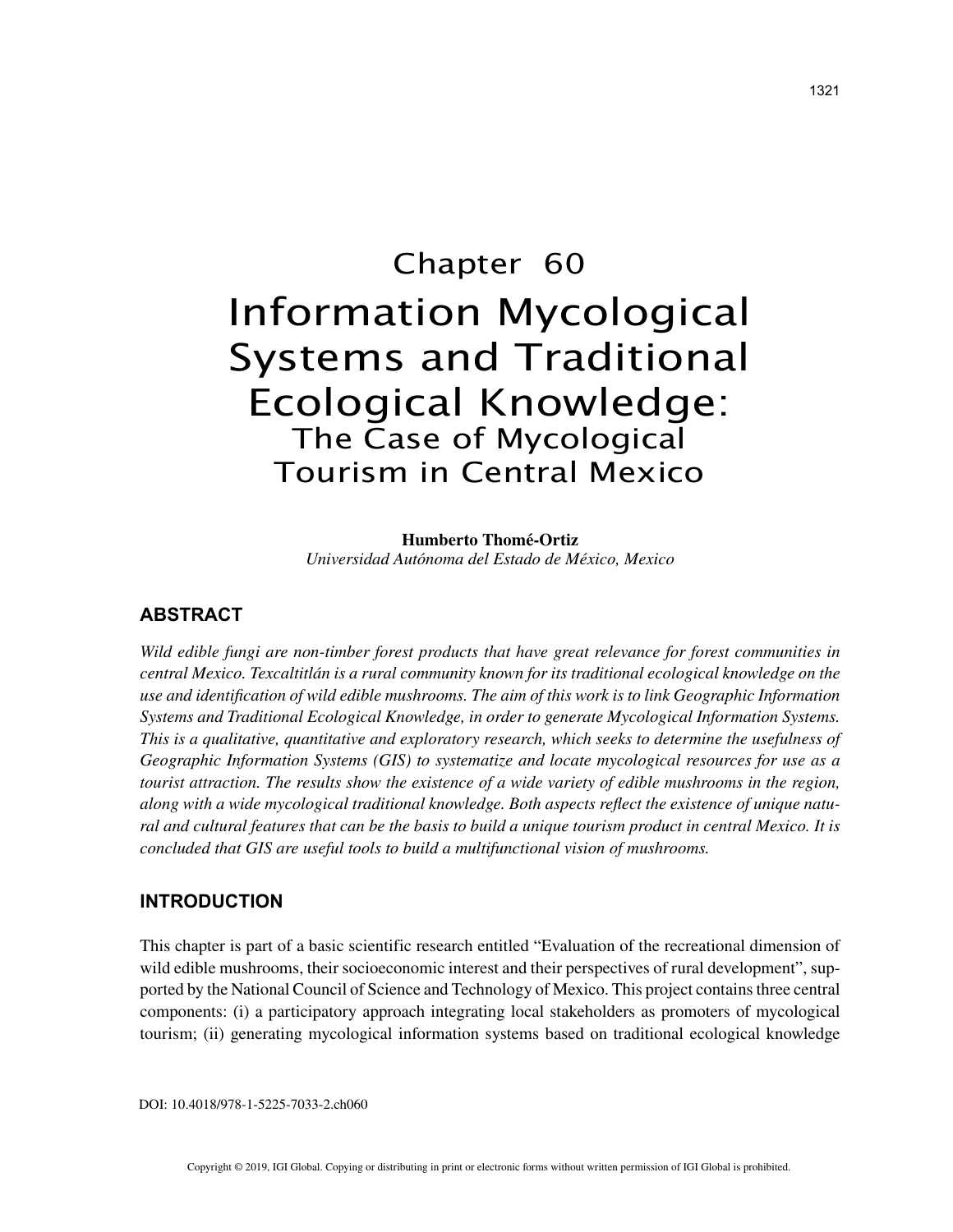# Chapter 60
# Information Mycological Systems and Traditional Ecological Knowledge:
## The Case of Mycological Tourism in Central Mexico

**Humberto Thomé-Ortiz**
*Universidad Autónoma del Estado de México, Mexico*

## ABSTRACT

*Wild edible fungi are non-timber forest products that have great relevance for forest communities in central Mexico. Texcaltitlán is a rural community known for its traditional ecological knowledge on the use and identification of wild edible mushrooms. The aim of this work is to link Geographic Information Systems and Traditional Ecological Knowledge, in order to generate Mycological Information Systems. This is a qualitative, quantitative and exploratory research, which seeks to determine the usefulness of Geographic Information Systems (GIS) to systematize and locate mycological resources for use as a tourist attraction. The results show the existence of a wide variety of edible mushrooms in the region, along with a wide mycological traditional knowledge. Both aspects reflect the existence of unique natural and cultural features that can be the basis to build a unique tourism product in central Mexico. It is concluded that GIS are useful tools to build a multifunctional vision of mushrooms.*

## INTRODUCTION

This chapter is part of a basic scientific research entitled "Evaluation of the recreational dimension of wild edible mushrooms, their socioeconomic interest and their perspectives of rural development", supported by the National Council of Science and Technology of Mexico. This project contains three central components: (i) a participatory approach integrating local stakeholders as promoters of mycological tourism; (ii) generating mycological information systems based on traditional ecological knowledge

DOI: 10.4018/978-1-5225-7033-2.ch060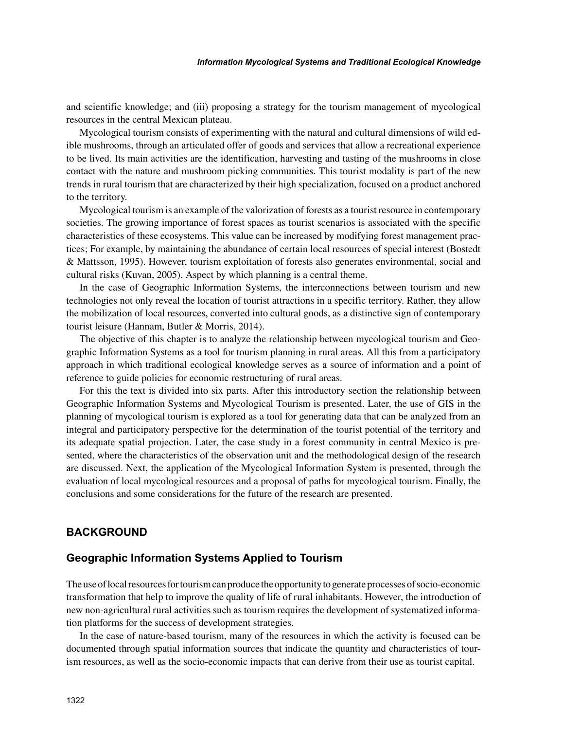and scientific knowledge; and (iii) proposing a strategy for the tourism management of mycological resources in the central Mexican plateau.

Mycological tourism consists of experimenting with the natural and cultural dimensions of wild edible mushrooms, through an articulated offer of goods and services that allow a recreational experience to be lived. Its main activities are the identification, harvesting and tasting of the mushrooms in close contact with the nature and mushroom picking communities. This tourist modality is part of the new trends in rural tourism that are characterized by their high specialization, focused on a product anchored to the territory.

Mycological tourism is an example of the valorization of forests as a tourist resource in contemporary societies. The growing importance of forest spaces as tourist scenarios is associated with the specific characteristics of these ecosystems. This value can be increased by modifying forest management practices; For example, by maintaining the abundance of certain local resources of special interest (Bostedt & Mattsson, 1995). However, tourism exploitation of forests also generates environmental, social and cultural risks (Kuvan, 2005). Aspect by which planning is a central theme.

In the case of Geographic Information Systems, the interconnections between tourism and new technologies not only reveal the location of tourist attractions in a specific territory. Rather, they allow the mobilization of local resources, converted into cultural goods, as a distinctive sign of contemporary tourist leisure (Hannam, Butler & Morris, 2014).

The objective of this chapter is to analyze the relationship between mycological tourism and Geographic Information Systems as a tool for tourism planning in rural areas. All this from a participatory approach in which traditional ecological knowledge serves as a source of information and a point of reference to guide policies for economic restructuring of rural areas.

For this the text is divided into six parts. After this introductory section the relationship between Geographic Information Systems and Mycological Tourism is presented. Later, the use of GIS in the planning of mycological tourism is explored as a tool for generating data that can be analyzed from an integral and participatory perspective for the determination of the tourist potential of the territory and its adequate spatial projection. Later, the case study in a forest community in central Mexico is presented, where the characteristics of the observation unit and the methodological design of the research are discussed. Next, the application of the Mycological Information System is presented, through the evaluation of local mycological resources and a proposal of paths for mycological tourism. Finally, the conclusions and some considerations for the future of the research are presented.

## BACKGROUND

### Geographic Information Systems Applied to Tourism

The use of local resources for tourism can produce the opportunity to generate processes of socio-economic transformation that help to improve the quality of life of rural inhabitants. However, the introduction of new non-agricultural rural activities such as tourism requires the development of systematized information platforms for the success of development strategies.

In the case of nature-based tourism, many of the resources in which the activity is focused can be documented through spatial information sources that indicate the quantity and characteristics of tourism resources, as well as the socio-economic impacts that can derive from their use as tourist capital.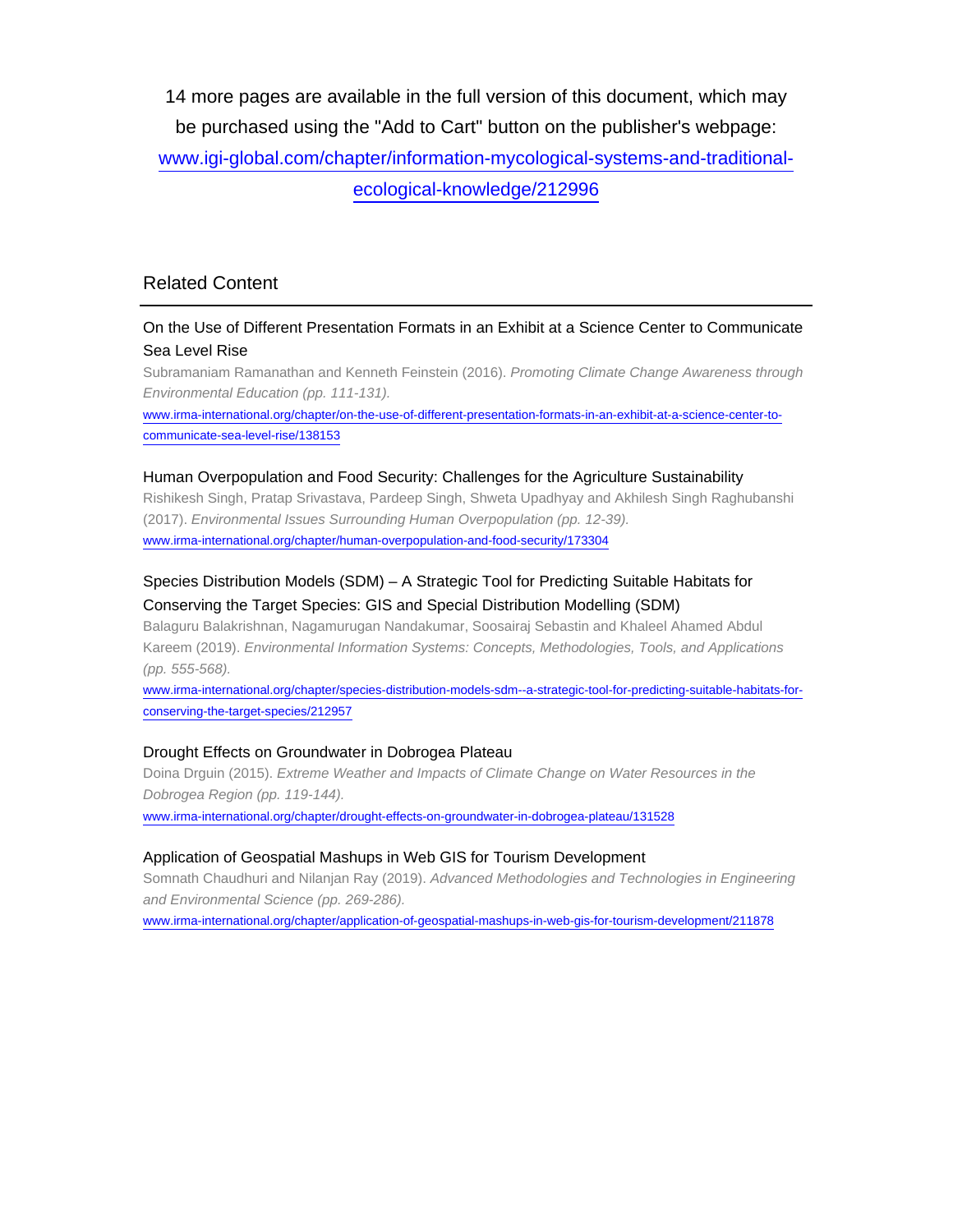14 more pages are available in the full version of this document, which may be purchased using the "Add to Cart" button on the publisher's webpage: www.igi-global.com/chapter/information-mycological-systems-and-traditional-ecological-knowledge/212996

## Related Content

On the Use of Different Presentation Formats in an Exhibit at a Science Center to Communicate Sea Level Rise
Subramaniam Ramanathan and Kenneth Feinstein (2016). *Promoting Climate Change Awareness through Environmental Education (pp. 111-131).*
www.irma-international.org/chapter/on-the-use-of-different-presentation-formats-in-an-exhibit-at-a-science-center-to-communicate-sea-level-rise/138153

Human Overpopulation and Food Security: Challenges for the Agriculture Sustainability
Rishikesh Singh, Pratap Srivastava, Pardeep Singh, Shweta Upadhyay and Akhilesh Singh Raghubanshi (2017). *Environmental Issues Surrounding Human Overpopulation (pp. 12-39).*
www.irma-international.org/chapter/human-overpopulation-and-food-security/173304

Species Distribution Models (SDM) – A Strategic Tool for Predicting Suitable Habitats for Conserving the Target Species: GIS and Special Distribution Modelling (SDM)
Balaguru Balakrishnan, Nagamurugan Nandakumar, Soosairaj Sebastin and Khaleel Ahamed Abdul Kareem (2019). *Environmental Information Systems: Concepts, Methodologies, Tools, and Applications (pp. 555-568).*
www.irma-international.org/chapter/species-distribution-models-sdm--a-strategic-tool-for-predicting-suitable-habitats-for-conserving-the-target-species/212957

Drought Effects on Groundwater in Dobrogea Plateau
Doina Drguin (2015). *Extreme Weather and Impacts of Climate Change on Water Resources in the Dobrogea Region (pp. 119-144).*
www.irma-international.org/chapter/drought-effects-on-groundwater-in-dobrogea-plateau/131528

Application of Geospatial Mashups in Web GIS for Tourism Development
Somnath Chaudhuri and Nilanjan Ray (2019). *Advanced Methodologies and Technologies in Engineering and Environmental Science (pp. 269-286).*
www.irma-international.org/chapter/application-of-geospatial-mashups-in-web-gis-for-tourism-development/211878